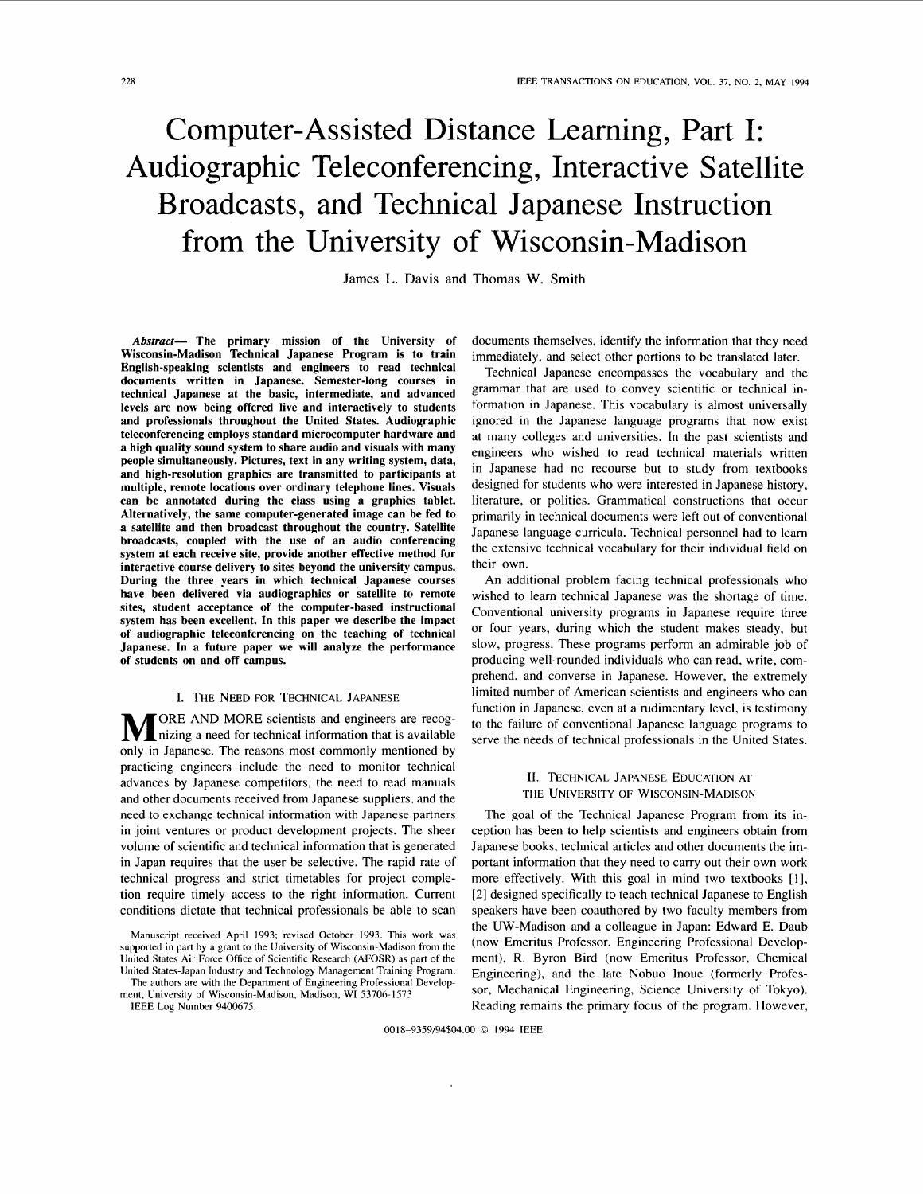# Computer-Assisted Distance Learning, Part I: Audiographic Teleconferencing, Interactive Satellite Broadcasts, and Technical Japanese Instruction from the University of Wisconsin-Madison

James L. Davis and Thomas W. Smith

***Abstract*— The primary mission of the University of Wisconsin-Madison Technical Japanese Program is to train English-speaking scientists and engineers to read technical documents written in Japanese. Semester-long courses in technical Japanese at the basic, intermediate, and advanced levels are now being offered live and interactively to students and professionals throughout the United States. Audiographic teleconferencing employs standard microcomputer hardware and a high quality sound system to share audio and visuals with many people simultaneously. Pictures, text in any writing system, data, and high-resolution graphics are transmitted to participants at multiple, remote locations over ordinary telephone lines. Visuals can be annotated during the class using a graphics tablet. Alternatively, the same computer-generated image can be fed to a satellite and then broadcast throughout the country. Satellite broadcasts, coupled with the use of an audio conferencing system at each receive site, provide another effective method for interactive course delivery to sites beyond the university campus. During the three years in which technical Japanese courses have been delivered via audiographics or satellite to remote sites, student acceptance of the computer-based instructional system has been excellent. In this paper we describe the impact of audiographic teleconferencing on the teaching of technical Japanese. In a future paper we will analyze the performance of students on and off campus.**

## I. The Need for Technical Japanese

More and more scientists and engineers are recognizing a need for technical information that is available only in Japanese. The reasons most commonly mentioned by practicing engineers include the need to monitor technical advances by Japanese competitors, the need to read manuals and other documents received from Japanese suppliers, and the need to exchange technical information with Japanese partners in joint ventures or product development projects. The sheer volume of scientific and technical information that is generated in Japan requires that the user be selective. The rapid rate of technical progress and strict timetables for project completion require timely access to the right information. Current conditions dictate that technical professionals be able to scan documents themselves, identify the information that they need immediately, and select other portions to be translated later.

Technical Japanese encompasses the vocabulary and the grammar that are used to convey scientific or technical information in Japanese. This vocabulary is almost universally ignored in the Japanese language programs that now exist at many colleges and universities. In the past scientists and engineers who wished to read technical materials written in Japanese had no recourse but to study from textbooks designed for students who were interested in Japanese history, literature, or politics. Grammatical constructions that occur primarily in technical documents were left out of conventional Japanese language curricula. Technical personnel had to learn the extensive technical vocabulary for their individual field on their own.

An additional problem facing technical professionals who wished to learn technical Japanese was the shortage of time. Conventional university programs in Japanese require three or four years, during which the student makes steady, but slow, progress. These programs perform an admirable job of producing well-rounded individuals who can read, write, comprehend, and converse in Japanese. However, the extremely limited number of American scientists and engineers who can function in Japanese, even at a rudimentary level, is testimony to the failure of conventional Japanese language programs to serve the needs of technical professionals in the United States.

## II. Technical Japanese Education at the University of Wisconsin-Madison

The goal of the Technical Japanese Program from its inception has been to help scientists and engineers obtain from Japanese books, technical articles and other documents the important information that they need to carry out their own work more effectively. With this goal in mind two textbooks [1], [2] designed specifically to teach technical Japanese to English speakers have been coauthored by two faculty members from the UW-Madison and a colleague in Japan: Edward E. Daub (now Emeritus Professor, Engineering Professional Development), R. Byron Bird (now Emeritus Professor, Chemical Engineering), and the late Nobuo Inoue (formerly Professor, Mechanical Engineering, Science University of Tokyo). Reading remains the primary focus of the program. However,

Manuscript received April 1993; revised October 1993. This work was supported in part by a grant to the University of Wisconsin-Madison from the United States Air Force Office of Scientific Research (AFOSR) as part of the United States-Japan Industry and Technology Management Training Program.

The authors are with the Department of Engineering Professional Development, University of Wisconsin-Madison, Madison, WI 53706-1573

IEEE Log Number 9400675.

0018-9359/94$04.00 © 1994 IEEE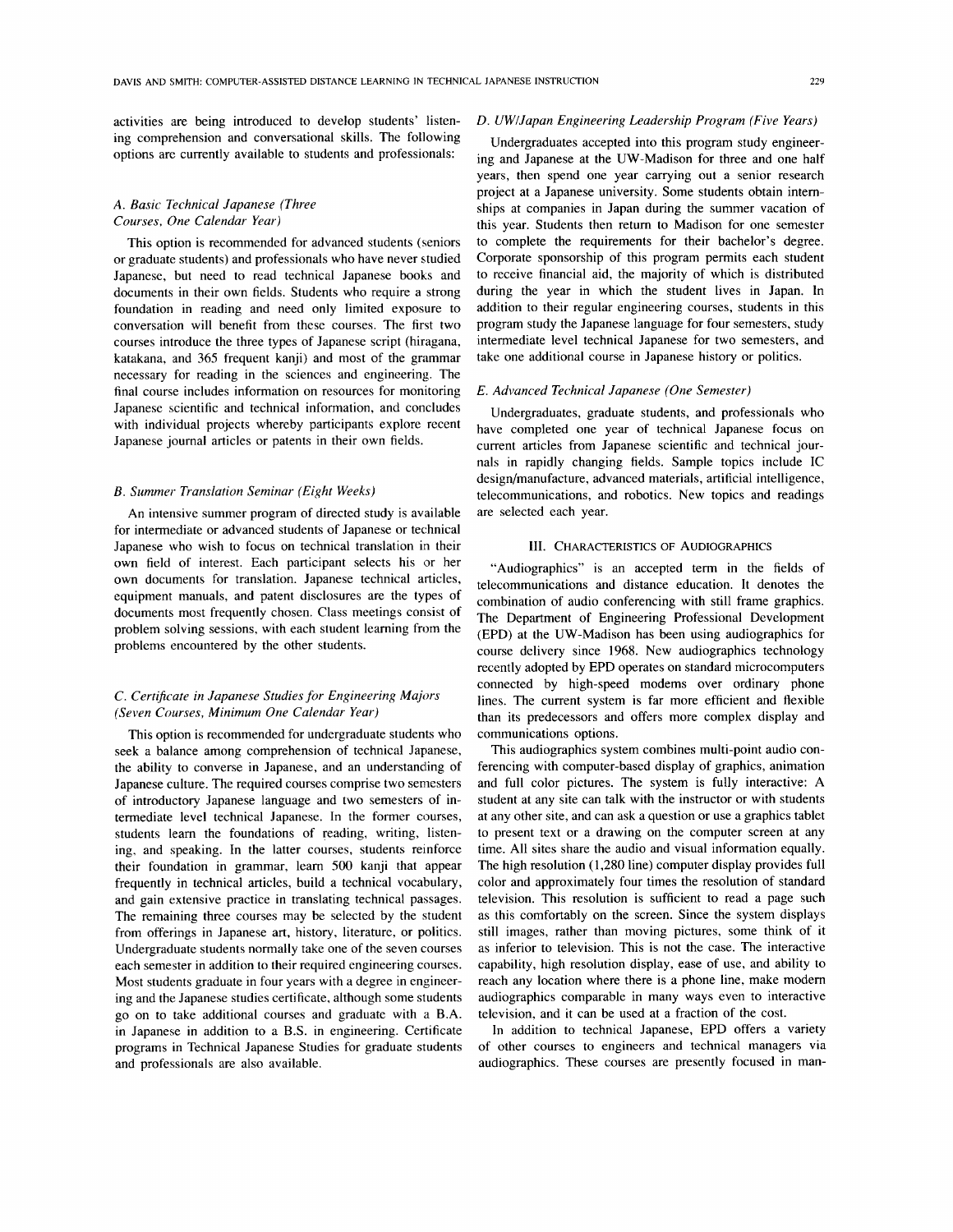activities are being introduced to develop students' listening comprehension and conversational skills. The following options are currently available to students and professionals:

### *A. Basic Technical Japanese (Three Courses, One Calendar Year)*

This option is recommended for advanced students (seniors or graduate students) and professionals who have never studied Japanese, but need to read technical Japanese books and documents in their own fields. Students who require a strong foundation in reading and need only limited exposure to conversation will benefit from these courses. The first two courses introduce the three types of Japanese script (hiragana, katakana, and 365 frequent kanji) and most of the grammar necessary for reading in the sciences and engineering. The final course includes information on resources for monitoring Japanese scientific and technical information, and concludes with individual projects whereby participants explore recent Japanese journal articles or patents in their own fields.

### *B. Summer Translation Seminar (Eight Weeks)*

An intensive summer program of directed study is available for intermediate or advanced students of Japanese or technical Japanese who wish to focus on technical translation in their own field of interest. Each participant selects his or her own documents for translation. Japanese technical articles, equipment manuals, and patent disclosures are the types of documents most frequently chosen. Class meetings consist of problem solving sessions, with each student learning from the problems encountered by the other students.

### *C. Certificate in Japanese Studies for Engineering Majors (Seven Courses, Minimum One Calendar Year)*

This option is recommended for undergraduate students who seek a balance among comprehension of technical Japanese, the ability to converse in Japanese, and an understanding of Japanese culture. The required courses comprise two semesters of introductory Japanese language and two semesters of intermediate level technical Japanese. In the former courses, students learn the foundations of reading, writing, listening, and speaking. In the latter courses, students reinforce their foundation in grammar, learn 500 kanji that appear frequently in technical articles, build a technical vocabulary, and gain extensive practice in translating technical passages. The remaining three courses may be selected by the student from offerings in Japanese art, history, literature, or politics. Undergraduate students normally take one of the seven courses each semester in addition to their required engineering courses. Most students graduate in four years with a degree in engineering and the Japanese studies certificate, although some students go on to take additional courses and graduate with a B.A. in Japanese in addition to a B.S. in engineering. Certificate programs in Technical Japanese Studies for graduate students and professionals are also available.

### *D. UW/Japan Engineering Leadership Program (Five Years)*

Undergraduates accepted into this program study engineering and Japanese at the UW-Madison for three and one half years, then spend one year carrying out a senior research project at a Japanese university. Some students obtain internships at companies in Japan during the summer vacation of this year. Students then return to Madison for one semester to complete the requirements for their bachelor's degree. Corporate sponsorship of this program permits each student to receive financial aid, the majority of which is distributed during the year in which the student lives in Japan. In addition to their regular engineering courses, students in this program study the Japanese language for four semesters, study intermediate level technical Japanese for two semesters, and take one additional course in Japanese history or politics.

### *E. Advanced Technical Japanese (One Semester)*

Undergraduates, graduate students, and professionals who have completed one year of technical Japanese focus on current articles from Japanese scientific and technical journals in rapidly changing fields. Sample topics include IC design/manufacture, advanced materials, artificial intelligence, telecommunications, and robotics. New topics and readings are selected each year.

## III. Characteristics of Audiographics

"Audiographics" is an accepted term in the fields of telecommunications and distance education. It denotes the combination of audio conferencing with still frame graphics. The Department of Engineering Professional Development (EPD) at the UW-Madison has been using audiographics for course delivery since 1968. New audiographics technology recently adopted by EPD operates on standard microcomputers connected by high-speed modems over ordinary phone lines. The current system is far more efficient and flexible than its predecessors and offers more complex display and communications options.

This audiographics system combines multi-point audio conferencing with computer-based display of graphics, animation and full color pictures. The system is fully interactive: A student at any site can talk with the instructor or with students at any other site, and can ask a question or use a graphics tablet to present text or a drawing on the computer screen at any time. All sites share the audio and visual information equally. The high resolution (1,280 line) computer display provides full color and approximately four times the resolution of standard television. This resolution is sufficient to read a page such as this comfortably on the screen. Since the system displays still images, rather than moving pictures, some think of it as inferior to television. This is not the case. The interactive capability, high resolution display, ease of use, and ability to reach any location where there is a phone line, make modern audiographics comparable in many ways even to interactive television, and it can be used at a fraction of the cost.

In addition to technical Japanese, EPD offers a variety of other courses to engineers and technical managers via audiographics. These courses are presently focused in man-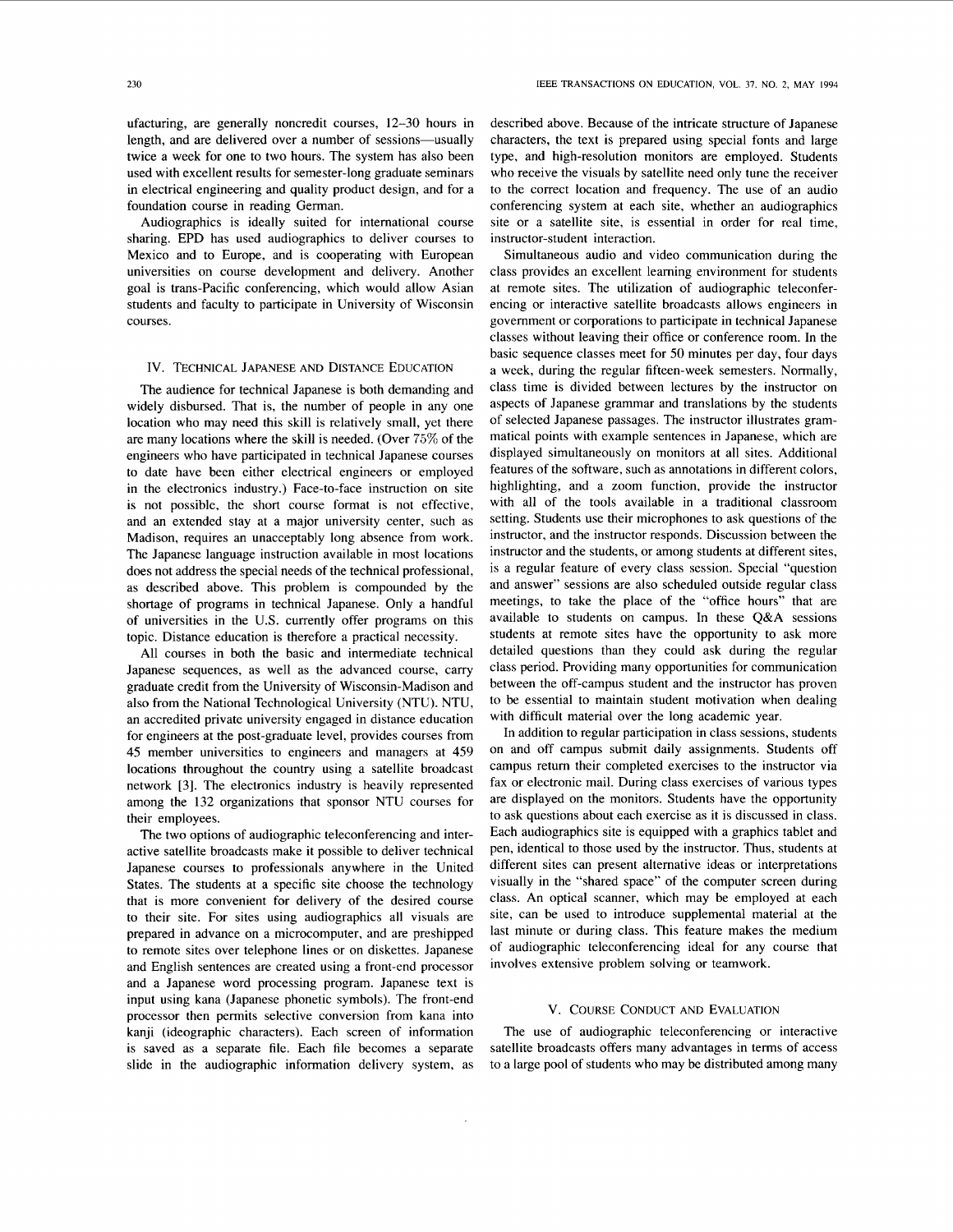ufacturing, are generally noncredit courses, 12–30 hours in length, and are delivered over a number of sessions—usually twice a week for one to two hours. The system has also been used with excellent results for semester-long graduate seminars in electrical engineering and quality product design, and for a foundation course in reading German.

Audiographics is ideally suited for international course sharing. EPD has used audiographics to deliver courses to Mexico and to Europe, and is cooperating with European universities on course development and delivery. Another goal is trans-Pacific conferencing, which would allow Asian students and faculty to participate in University of Wisconsin courses.

## IV. Technical Japanese and Distance Education

The audience for technical Japanese is both demanding and widely disbursed. That is, the number of people in any one location who may need this skill is relatively small, yet there are many locations where the skill is needed. (Over 75% of the engineers who have participated in technical Japanese courses to date have been either electrical engineers or employed in the electronics industry.) Face-to-face instruction on site is not possible, the short course format is not effective, and an extended stay at a major university center, such as Madison, requires an unacceptably long absence from work. The Japanese language instruction available in most locations does not address the special needs of the technical professional, as described above. This problem is compounded by the shortage of programs in technical Japanese. Only a handful of universities in the U.S. currently offer programs on this topic. Distance education is therefore a practical necessity.

All courses in both the basic and intermediate technical Japanese sequences, as well as the advanced course, carry graduate credit from the University of Wisconsin-Madison and also from the National Technological University (NTU). NTU, an accredited private university engaged in distance education for engineers at the post-graduate level, provides courses from 45 member universities to engineers and managers at 459 locations throughout the country using a satellite broadcast network [3]. The electronics industry is heavily represented among the 132 organizations that sponsor NTU courses for their employees.

The two options of audiographic teleconferencing and interactive satellite broadcasts make it possible to deliver technical Japanese courses to professionals anywhere in the United States. The students at a specific site choose the technology that is more convenient for delivery of the desired course to their site. For sites using audiographics all visuals are prepared in advance on a microcomputer, and are preshipped to remote sites over telephone lines or on diskettes. Japanese and English sentences are created using a front-end processor and a Japanese word processing program. Japanese text is input using kana (Japanese phonetic symbols). The front-end processor then permits selective conversion from kana into kanji (ideographic characters). Each screen of information is saved as a separate file. Each file becomes a separate slide in the audiographic information delivery system, as described above. Because of the intricate structure of Japanese characters, the text is prepared using special fonts and large type, and high-resolution monitors are employed. Students who receive the visuals by satellite need only tune the receiver to the correct location and frequency. The use of an audio conferencing system at each site, whether an audiographics site or a satellite site, is essential in order for real time, instructor-student interaction.

Simultaneous audio and video communication during the class provides an excellent learning environment for students at remote sites. The utilization of audiographic teleconferencing or interactive satellite broadcasts allows engineers in government or corporations to participate in technical Japanese classes without leaving their office or conference room. In the basic sequence classes meet for 50 minutes per day, four days a week, during the regular fifteen-week semesters. Normally, class time is divided between lectures by the instructor on aspects of Japanese grammar and translations by the students of selected Japanese passages. The instructor illustrates grammatical points with example sentences in Japanese, which are displayed simultaneously on monitors at all sites. Additional features of the software, such as annotations in different colors, highlighting, and a zoom function, provide the instructor with all of the tools available in a traditional classroom setting. Students use their microphones to ask questions of the instructor, and the instructor responds. Discussion between the instructor and the students, or among students at different sites, is a regular feature of every class session. Special "question and answer" sessions are also scheduled outside regular class meetings, to take the place of the "office hours" that are available to students on campus. In these Q&A sessions students at remote sites have the opportunity to ask more detailed questions than they could ask during the regular class period. Providing many opportunities for communication between the off-campus student and the instructor has proven to be essential to maintain student motivation when dealing with difficult material over the long academic year.

In addition to regular participation in class sessions, students on and off campus submit daily assignments. Students off campus return their completed exercises to the instructor via fax or electronic mail. During class exercises of various types are displayed on the monitors. Students have the opportunity to ask questions about each exercise as it is discussed in class. Each audiographics site is equipped with a graphics tablet and pen, identical to those used by the instructor. Thus, students at different sites can present alternative ideas or interpretations visually in the "shared space" of the computer screen during class. An optical scanner, which may be employed at each site, can be used to introduce supplemental material at the last minute or during class. This feature makes the medium of audiographic teleconferencing ideal for any course that involves extensive problem solving or teamwork.

## V. Course Conduct and Evaluation

The use of audiographic teleconferencing or interactive satellite broadcasts offers many advantages in terms of access to a large pool of students who may be distributed among many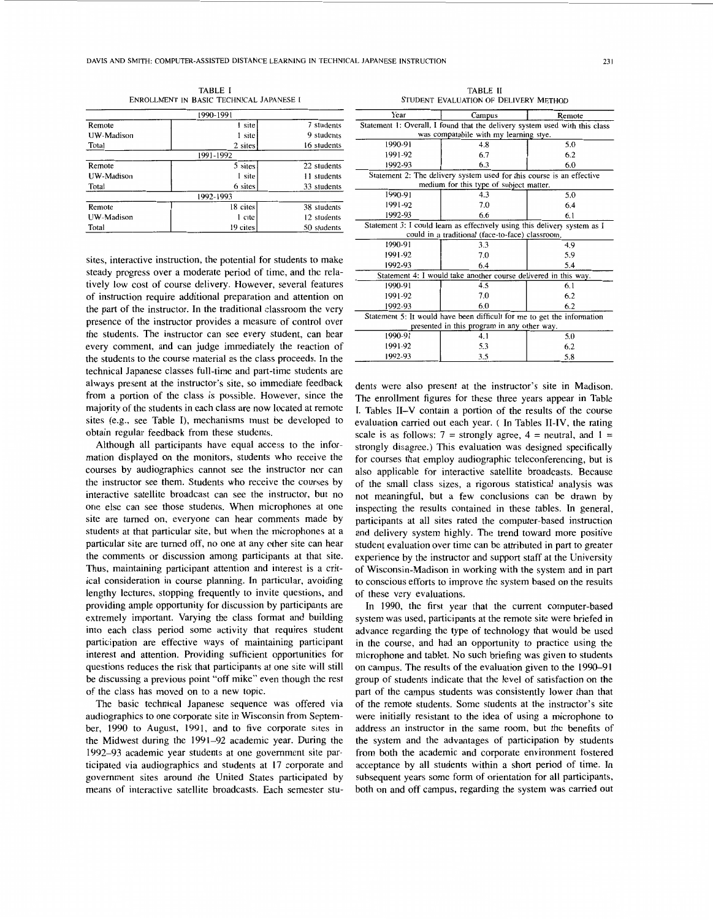TABLE I
ENROLLMENT IN BASIC TECHNICAL JAPANESE I

| | | |
|---|---|---|
| | 1990-1991 | |
| Remote | 1 site | 7 students |
| UW-Madison | 1 site | 9 students |
| Total | 2 sites | 16 students |
| | 1991-1992 | |
| Remote | 5 sites | 22 students |
| UW-Madison | 1 site | 11 students |
| Total | 6 sites | 33 students |
| | 1992-1993 | |
| Remote | 18 cites | 38 students |
| UW-Madison | 1 cite | 12 students |
| Total | 19 cites | 50 students |

TABLE II
STUDENT EVALUATION OF DELIVERY METHOD

| Year | Campus | Remote |
|---|---|---|
| Statement 1: Overall, I found that the delivery system used with this class was compatabile with my learning stye. | | |
| 1990-91 | 4.8 | 5.0 |
| 1991-92 | 6.7 | 6.2 |
| 1992-93 | 6.3 | 6.0 |
| Statement 2: The delivery system used for this course is an effective medium for this type of subject matter. | | |
| 1990-91 | 4.3 | 5.0 |
| 1991-92 | 7.0 | 6.4 |
| 1992-93 | 6.6 | 6.1 |
| Statement 3: I could learn as effectively using this delivery system as I could in a traditional (face-to-face) classroom. | | |
| 1990-91 | 3.3 | 4.9 |
| 1991-92 | 7.0 | 5.9 |
| 1992-93 | 6.4 | 5.4 |
| Statement 4: I would take another course delivered in this way. | | |
| 1990-91 | 4.5 | 6.1 |
| 1991-92 | 7.0 | 6.2 |
| 1992-93 | 6.0 | 6.2 |
| Statement 5: It would have been difficult for me to get the information presented in this program in any other way. | | |
| 1990-91 | 4.1 | 5.0 |
| 1991-92 | 5.3 | 6.2 |
| 1992-93 | 3.5 | 5.8 |

sites, interactive instruction, the potential for students to make steady progress over a moderate period of time, and the relatively low cost of course delivery. However, several features of instruction require additional preparation and attention on the part of the instructor. In the traditional classroom the very presence of the instructor provides a measure of control over the students. The instructor can see every student, can hear every comment, and can judge immediately the reaction of the students to the course material as the class proceeds. In the technical Japanese classes full-time and part-time students are always present at the instructor's site, so immediate feedback from a portion of the class is possible. However, since the majority of the students in each class are now located at remote sites (e.g., see Table I), mechanisms must be developed to obtain regular feedback from these students.

Although all participants have equal access to the information displayed on the monitors, students who receive the courses by audiographics cannot see the instructor nor can the instructor see them. Students who receive the courses by interactive satellite broadcast can see the instructor, but no one else can see those students. When microphones at one site are turned on, everyone can hear comments made by students at that particular site, but when the microphones at a particular site are turned off, no one at any other site can hear the comments or discussion among participants at that site. Thus, maintaining participant attention and interest is a critical consideration in course planning. In particular, avoiding lengthy lectures, stopping frequently to invite questions, and providing ample opportunity for discussion by participants are extremely important. Varying the class format and building into each class period some activity that requires student participation are effective ways of maintaining participant interest and attention. Providing sufficient opportunities for questions reduces the risk that participants at one site will still be discussing a previous point "off mike" even though the rest of the class has moved on to a new topic.

The basic technical Japanese sequence was offered via audiographics to one corporate site in Wisconsin from September, 1990 to August, 1991, and to five corporate sites in the Midwest during the 1991–92 academic year. During the 1992–93 academic year students at one government site participated via audiographics and students at 17 corporate and government sites around the United States participated by means of interactive satellite broadcasts. Each semester students were also present at the instructor's site in Madison. The enrollment figures for these three years appear in Table I. Tables II–V contain a portion of the results of the course evaluation carried out each year. ( In Tables II-IV, the rating scale is as follows: 7 = strongly agree, 4 = neutral, and 1 = strongly disagree.) This evaluation was designed specifically for courses that employ audiographic teleconferencing, but is also applicable for interactive satellite broadcasts. Because of the small class sizes, a rigorous statistical analysis was not meaningful, but a few conclusions can be drawn by inspecting the results contained in these tables. In general, participants at all sites rated the computer-based instruction and delivery system highly. The trend toward more positive student evaluation over time can be attributed in part to greater experience by the instructor and support staff at the University of Wisconsin-Madison in working with the system and in part to conscious efforts to improve the system based on the results of these very evaluations.

In 1990, the first year that the current computer-based system was used, participants at the remote site were briefed in advance regarding the type of technology that would be used in the course, and had an opportunity to practice using the microphone and tablet. No such briefing was given to students on campus. The results of the evaluation given to the 1990–91 group of students indicate that the level of satisfaction on the part of the campus students was consistently lower than that of the remote students. Some students at the instructor's site were initially resistant to the idea of using a microphone to address an instructor in the same room, but the benefits of the system and the advantages of participation by students from both the academic and corporate environment fostered acceptance by all students within a short period of time. In subsequent years some form of orientation for all participants, both on and off campus, regarding the system was carried out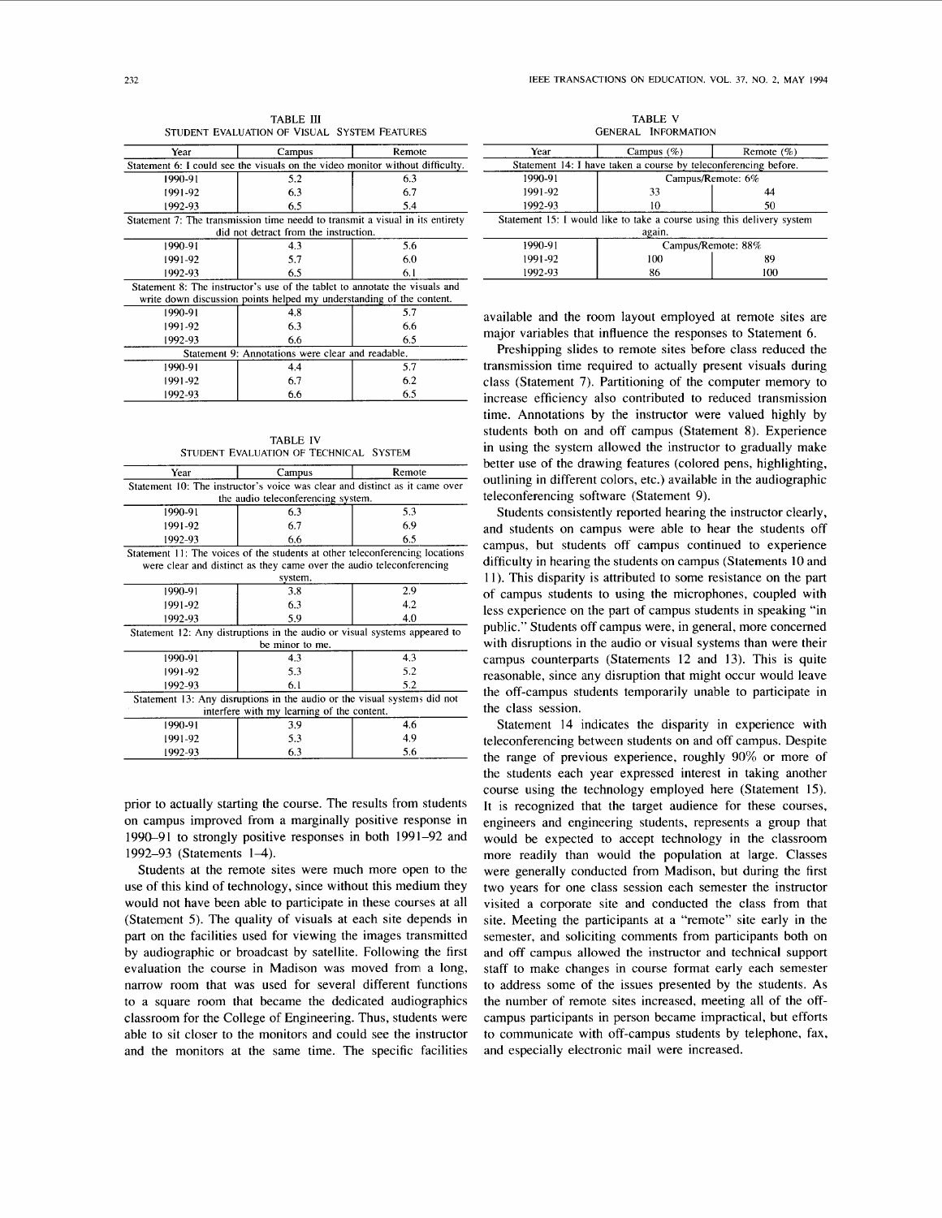TABLE III
STUDENT EVALUATION OF VISUAL SYSTEM FEATURES

| Year | Campus | Remote |
|---|---|---|
| Statement 6: I could see the visuals on the video monitor without difficulty. | | |
| 1990-91 | 5.2 | 6.3 |
| 1991-92 | 6.3 | 6.7 |
| 1992-93 | 6.5 | 5.4 |
| Statement 7: The transmission time needd to transmit a visual in its entirety did not detract from the instruction. | | |
| 1990-91 | 4.3 | 5.6 |
| 1991-92 | 5.7 | 6.0 |
| 1992-93 | 6.5 | 6.1 |
| Statement 8: The instructor's use of the tablet to annotate the visuals and write down discussion points helped my understanding of the content. | | |
| 1990-91 | 4.8 | 5.7 |
| 1991-92 | 6.3 | 6.6 |
| 1992-93 | 6.6 | 6.5 |
| Statement 9: Annotations were clear and readable. | | |
| 1990-91 | 4.4 | 5.7 |
| 1991-92 | 6.7 | 6.2 |
| 1992-93 | 6.6 | 6.5 |

TABLE IV
STUDENT EVALUATION OF TECHNICAL SYSTEM

| Year | Campus | Remote |
|---|---|---|
| Statement 10: The instructor's voice was clear and distinct as it came over the audio teleconferencing system. | | |
| 1990-91 | 6.3 | 5.3 |
| 1991-92 | 6.7 | 6.9 |
| 1992-93 | 6.6 | 6.5 |
| Statement 11: The voices of the students at other teleconferencing locations were clear and distinct as they came over the audio teleconferencing system. | | |
| 1990-91 | 3.8 | 2.9 |
| 1991-92 | 6.3 | 4.2 |
| 1992-93 | 5.9 | 4.0 |
| Statement 12: Any distruptions in the audio or visual systems appeared to be minor to me. | | |
| 1990-91 | 4.3 | 4.3 |
| 1991-92 | 5.3 | 5.2 |
| 1992-93 | 6.1 | 5.2 |
| Statement 13: Any disruptions in the audio or the visual systems did not interfere with my learning of the content. | | |
| 1990-91 | 3.9 | 4.6 |
| 1991-92 | 5.3 | 4.9 |
| 1992-93 | 6.3 | 5.6 |

prior to actually starting the course. The results from students on campus improved from a marginally positive response in 1990–91 to strongly positive responses in both 1991–92 and 1992–93 (Statements 1–4).

Students at the remote sites were much more open to the use of this kind of technology, since without this medium they would not have been able to participate in these courses at all (Statement 5). The quality of visuals at each site depends in part on the facilities used for viewing the images transmitted by audiographic or broadcast by satellite. Following the first evaluation the course in Madison was moved from a long, narrow room that was used for several different functions to a square room that became the dedicated audiographics classroom for the College of Engineering. Thus, students were able to sit closer to the monitors and could see the instructor and the monitors at the same time. The specific facilities available and the room layout employed at remote sites are major variables that influence the responses to Statement 6.

TABLE V
GENERAL INFORMATION

| Year | Campus (%) | Remote (%) |
|---|---|---|
| Statement 14: I have taken a course by teleconferencing before. | | |
| 1990-91 | Campus/Remote: 6% | |
| 1991-92 | 33 | 44 |
| 1992-93 | 10 | 50 |
| Statement 15: I would like to take a course using this delivery system again. | | |
| 1990-91 | Campus/Remote: 88% | |
| 1991-92 | 100 | 89 |
| 1992-93 | 86 | 100 |

Preshipping slides to remote sites before class reduced the transmission time required to actually present visuals during class (Statement 7). Partitioning of the computer memory to increase efficiency also contributed to reduced transmission time. Annotations by the instructor were valued highly by students both on and off campus (Statement 8). Experience in using the system allowed the instructor to gradually make better use of the drawing features (colored pens, highlighting, outlining in different colors, etc.) available in the audiographic teleconferencing software (Statement 9).

Students consistently reported hearing the instructor clearly, and students on campus were able to hear the students off campus, but students off campus continued to experience difficulty in hearing the students on campus (Statements 10 and 11). This disparity is attributed to some resistance on the part of campus students to using the microphones, coupled with less experience on the part of campus students in speaking "in public." Students off campus were, in general, more concerned with disruptions in the audio or visual systems than were their campus counterparts (Statements 12 and 13). This is quite reasonable, since any disruption that might occur would leave the off-campus students temporarily unable to participate in the class session.

Statement 14 indicates the disparity in experience with teleconferencing between students on and off campus. Despite the range of previous experience, roughly 90% or more of the students each year expressed interest in taking another course using the technology employed here (Statement 15). It is recognized that the target audience for these courses, engineers and engineering students, represents a group that would be expected to accept technology in the classroom more readily than would the population at large. Classes were generally conducted from Madison, but during the first two years for one class session each semester the instructor visited a corporate site and conducted the class from that site. Meeting the participants at a "remote" site early in the semester, and soliciting comments from participants both on and off campus allowed the instructor and technical support staff to make changes in course format early each semester to address some of the issues presented by the students. As the number of remote sites increased, meeting all of the off-campus participants in person became impractical, but efforts to communicate with off-campus students by telephone, fax, and especially electronic mail were increased.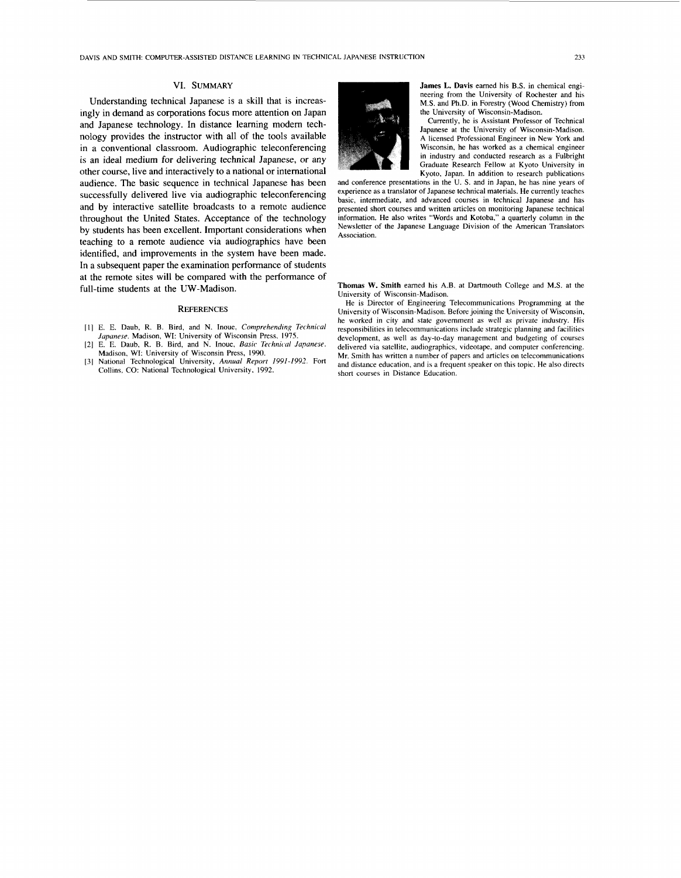## VI. Summary

Understanding technical Japanese is a skill that is increasingly in demand as corporations focus more attention on Japan and Japanese technology. In distance learning modern technology provides the instructor with all of the tools available in a conventional classroom. Audiographic teleconferencing is an ideal medium for delivering technical Japanese, or any other course, live and interactively to a national or international audience. The basic sequence in technical Japanese has been successfully delivered live via audiographic teleconferencing and by interactive satellite broadcasts to a remote audience throughout the United States. Acceptance of the technology by students has been excellent. Important considerations when teaching to a remote audience via audiographics have been identified, and improvements in the system have been made. In a subsequent paper the examination performance of students at the remote sites will be compared with the performance of full-time students at the UW-Madison.

## References

[1] E. E. Daub, R. B. Bird, and N. Inoue, *Comprehending Technical Japanese*. Madison, WI: University of Wisconsin Press, 1975.

[2] E. E. Daub, R. B. Bird, and N. Inoue, *Basic Technical Japanese*. Madison, WI: University of Wisconsin Press, 1990.

[3] National Technological University, *Annual Report 1991-1992*. Fort Collins, CO: National Technological University, 1992.

**James L. Davis** earned his B.S. in chemical engineering from the University of Rochester and his M.S. and Ph.D. in Forestry (Wood Chemistry) from the University of Wisconsin-Madison.

Currently, he is Assistant Professor of Technical Japanese at the University of Wisconsin-Madison. A licensed Professional Engineer in New York and Wisconsin, he has worked as a chemical engineer in industry and conducted research as a Fulbright Graduate Research Fellow at Kyoto University in Kyoto, Japan. In addition to research publications and conference presentations in the U. S. and in Japan, he has nine years of experience as a translator of Japanese technical materials. He currently teaches basic, intermediate, and advanced courses in technical Japanese and has presented short courses and written articles on monitoring Japanese technical information. He also writes "Words and Kotoba," a quarterly column in the Newsletter of the Japanese Language Division of the American Translators Association.

**Thomas W. Smith** earned his A.B. at Dartmouth College and M.S. at the University of Wisconsin-Madison.

He is Director of Engineering Telecommunications Programming at the University of Wisconsin-Madison. Before joining the University of Wisconsin, he worked in city and state government as well as private industry. His responsibilities in telecommunications include strategic planning and facilities development, as well as day-to-day management and budgeting of courses delivered via satellite, audiographics, videotape, and computer conferencing. Mr. Smith has written a number of papers and articles on telecommunications and distance education, and is a frequent speaker on this topic. He also directs short courses in Distance Education.